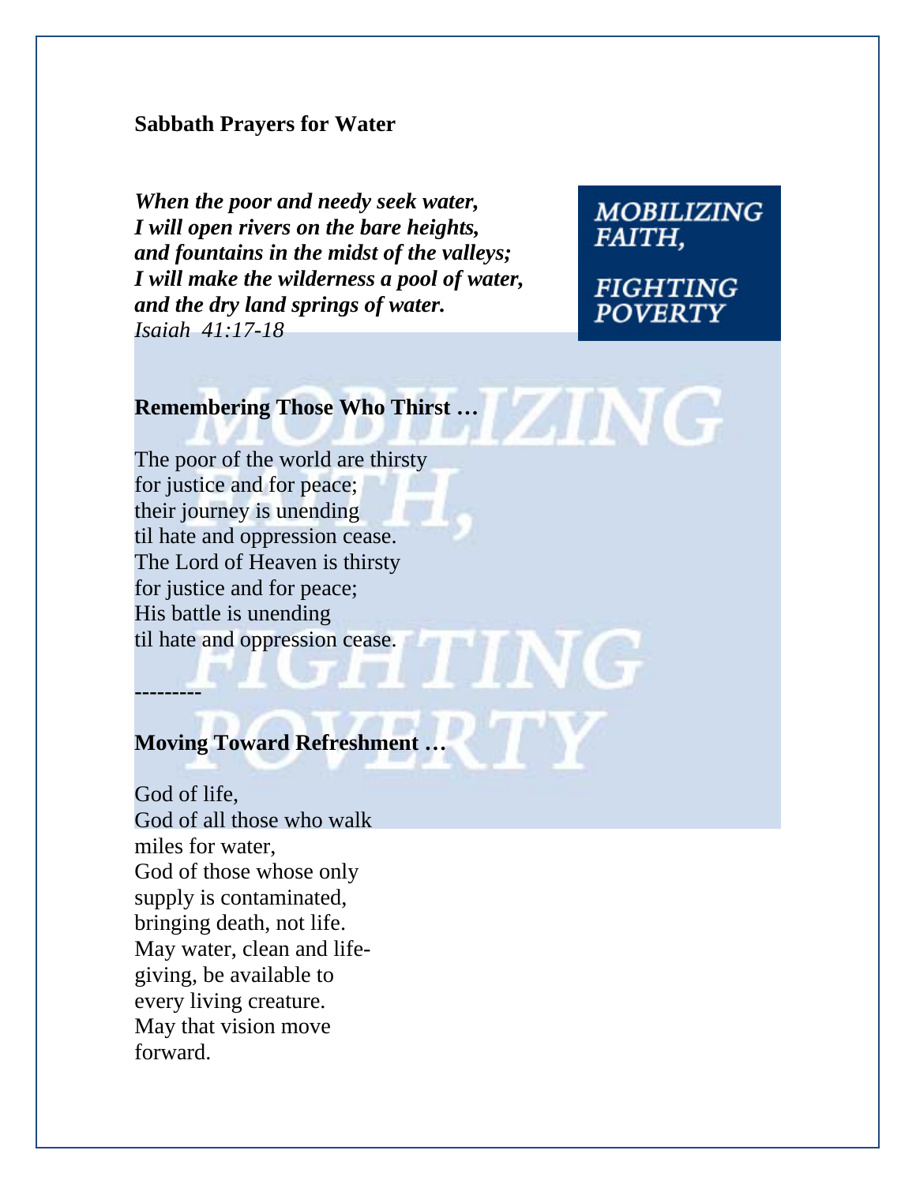**Sabbath Prayers for Water**

***When the poor and needy seek water,***
***I will open rivers on the bare heights,***
***and fountains in the midst of the valleys;***
***I will make the wilderness a pool of water,***
***and the dry land springs of water.***
*Isaiah 41:17-18*

MOBILIZING FAITH,

FIGHTING POVERTY

**Remembering Those Who Thirst …**

The poor of the world are thirsty
for justice and for peace;
their journey is unending
til hate and oppression cease.
The Lord of Heaven is thirsty
for justice and for peace;
His battle is unending
til hate and oppression cease.

---------

**Moving Toward Refreshment …**

God of life,
God of all those who walk
miles for water,
God of those whose only
supply is contaminated,
bringing death, not life.
May water, clean and life-
giving, be available to
every living creature.
May that vision move
forward.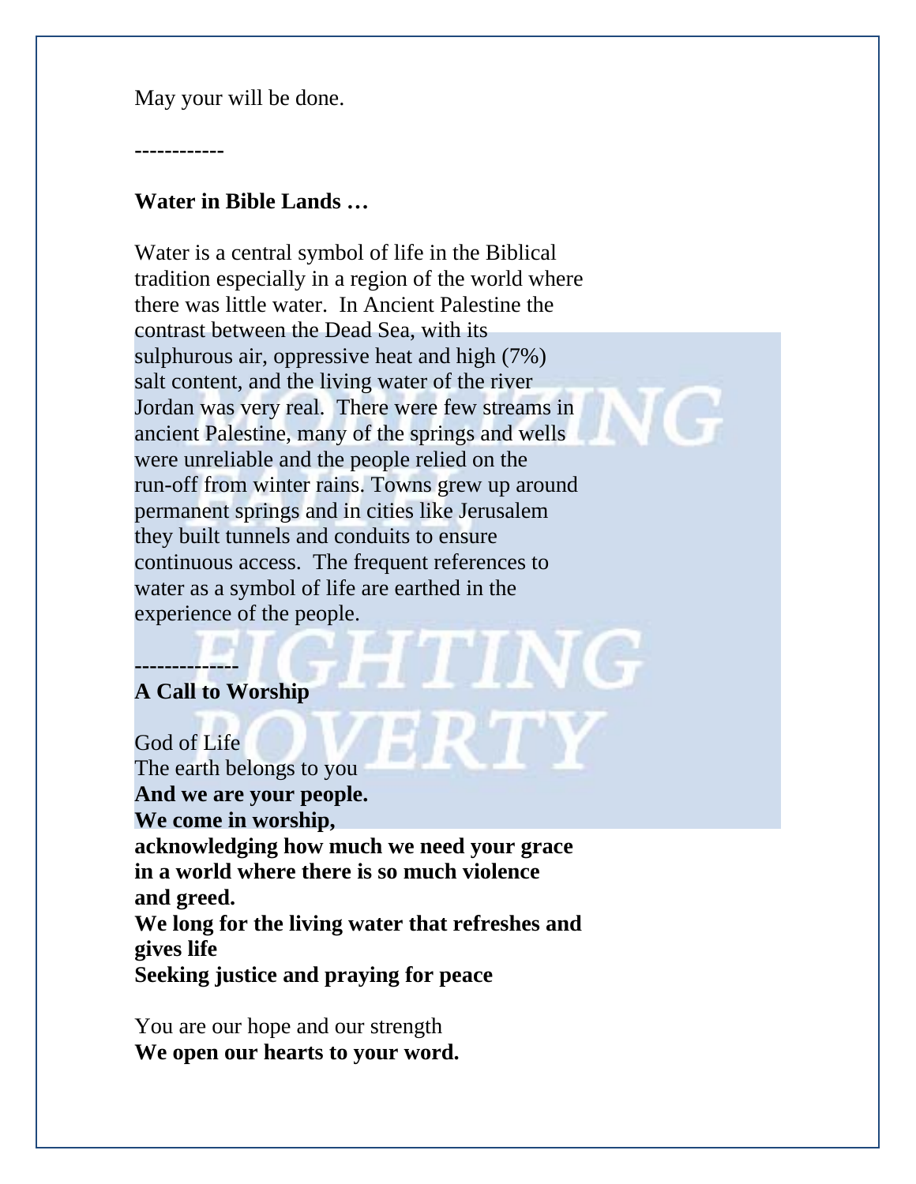May your will be done.

------------

**Water in Bible Lands …**

Water is a central symbol of life in the Biblical tradition especially in a region of the world where there was little water. In Ancient Palestine the contrast between the Dead Sea, with its sulphurous air, oppressive heat and high (7%) salt content, and the living water of the river Jordan was very real. There were few streams in ancient Palestine, many of the springs and wells were unreliable and the people relied on the run-off from winter rains. Towns grew up around permanent springs and in cities like Jerusalem they built tunnels and conduits to ensure continuous access. The frequent references to water as a symbol of life are earthed in the experience of the people.

**-------------**

**A Call to Worship**

God of Life
The earth belongs to you
**And we are your people.**
**We come in worship,**
**acknowledging how much we need your grace**
**in a world where there is so much violence**
**and greed.**
**We long for the living water that refreshes and gives life**
**Seeking justice and praying for peace**

You are our hope and our strength
**We open our hearts to your word.**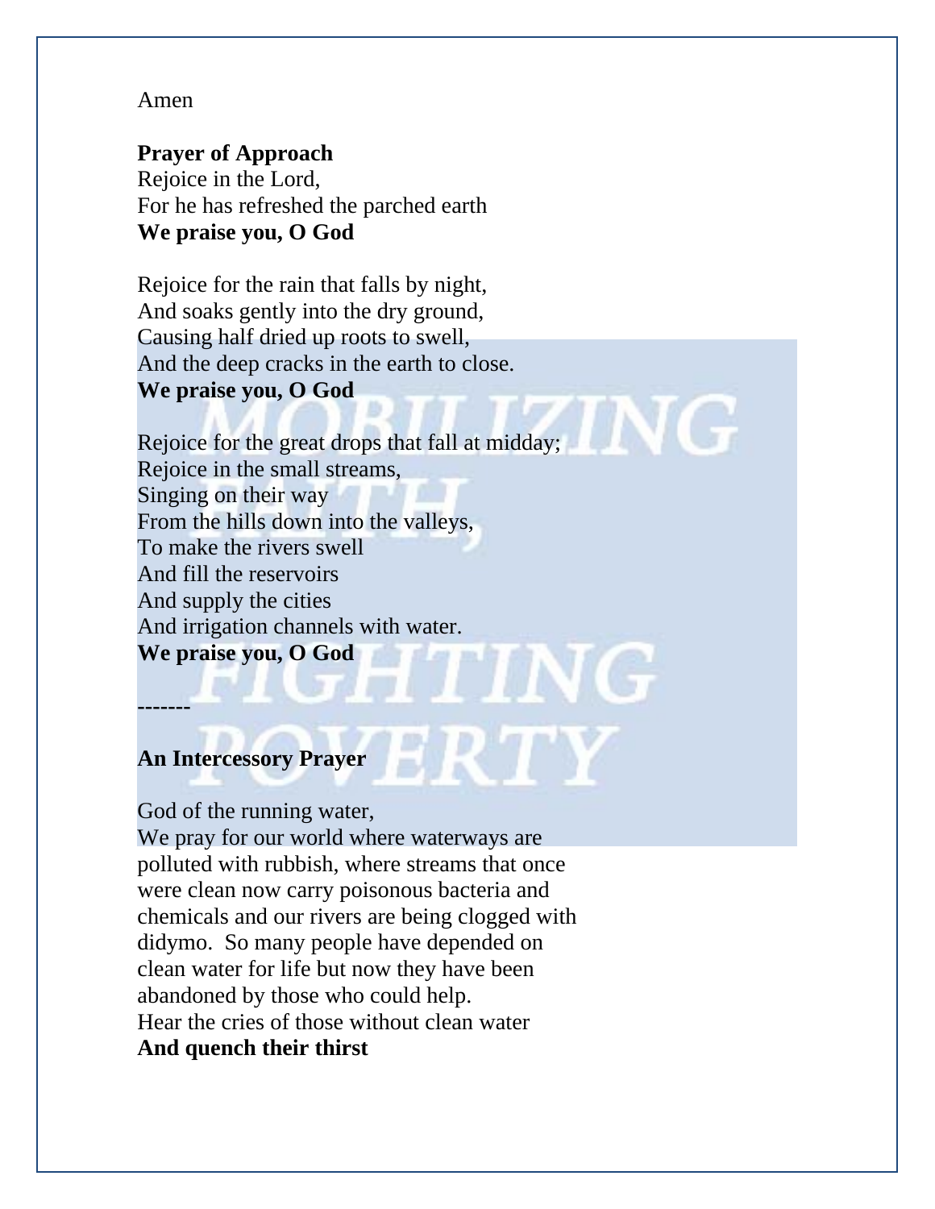Amen

**Prayer of Approach**
Rejoice in the Lord,
For he has refreshed the parched earth
**We praise you, O God**

Rejoice for the rain that falls by night,
And soaks gently into the dry ground,
Causing half dried up roots to swell,
And the deep cracks in the earth to close.
**We praise you, O God**

Rejoice for the great drops that fall at midday;
Rejoice in the small streams,
Singing on their way
From the hills down into the valleys,
To make the rivers swell
And fill the reservoirs
And supply the cities
And irrigation channels with water.
**We praise you, O God**

**-------**

**An Intercessory Prayer**

God of the running water,
We pray for our world where waterways are polluted with rubbish, where streams that once were clean now carry poisonous bacteria and chemicals and our rivers are being clogged with didymo. So many people have depended on clean water for life but now they have been abandoned by those who could help.
Hear the cries of those without clean water
**And quench their thirst**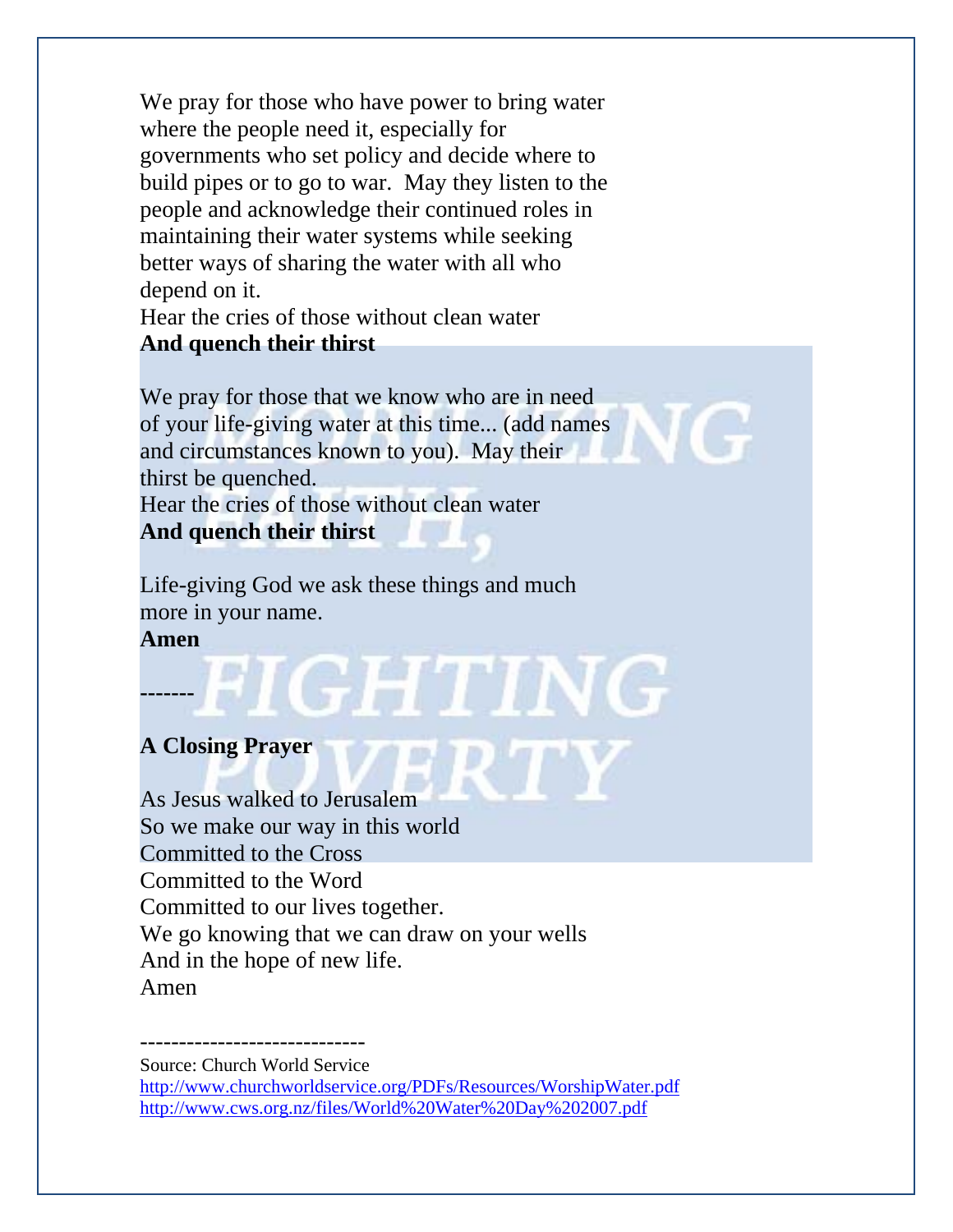We pray for those who have power to bring water where the people need it, especially for governments who set policy and decide where to build pipes or to go to war. May they listen to the people and acknowledge their continued roles in maintaining their water systems while seeking better ways of sharing the water with all who depend on it.
Hear the cries of those without clean water
**And quench their thirst**

We pray for those that we know who are in need of your life-giving water at this time... (add names and circumstances known to you). May their thirst be quenched.
Hear the cries of those without clean water
**And quench their thirst**

Life-giving God we ask these things and much more in your name.
**Amen**

**-------**

**A Closing Prayer**

As Jesus walked to Jerusalem
So we make our way in this world
Committed to the Cross
Committed to the Word
Committed to our lives together.
We go knowing that we can draw on your wells
And in the hope of new life.
Amen

-----------------------------
Source: Church World Service
http://www.churchworldservice.org/PDFs/Resources/WorshipWater.pdf
http://www.cws.org.nz/files/World%20Water%20Day%202007.pdf